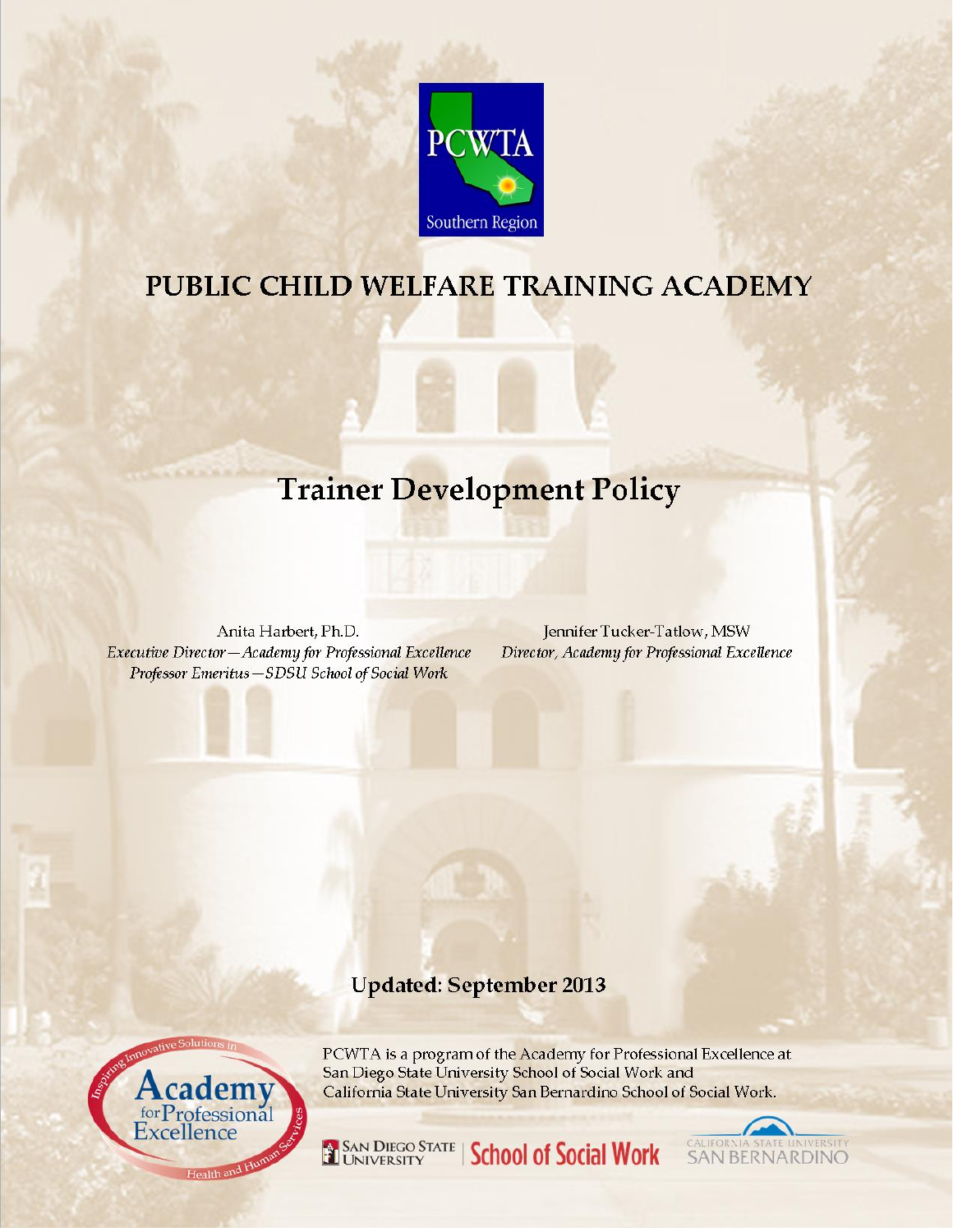PCWTA

Southern Region

# PUBLIC CHILD WELFARE TRAINING ACADEMY

## Trainer Development Policy

Anita Harbert, Ph.D.
*Executive Director—Academy for Professional Excellence*
*Professor Emeritus—SDSU School of Social Work*

Jennifer Tucker-Tatlow, MSW
*Director, Academy for Professional Excellence*

**Updated: September 2013**

PCWTA is a program of the Academy for Professional Excellence at San Diego State University School of Social Work and California State University San Bernardino School of Social Work.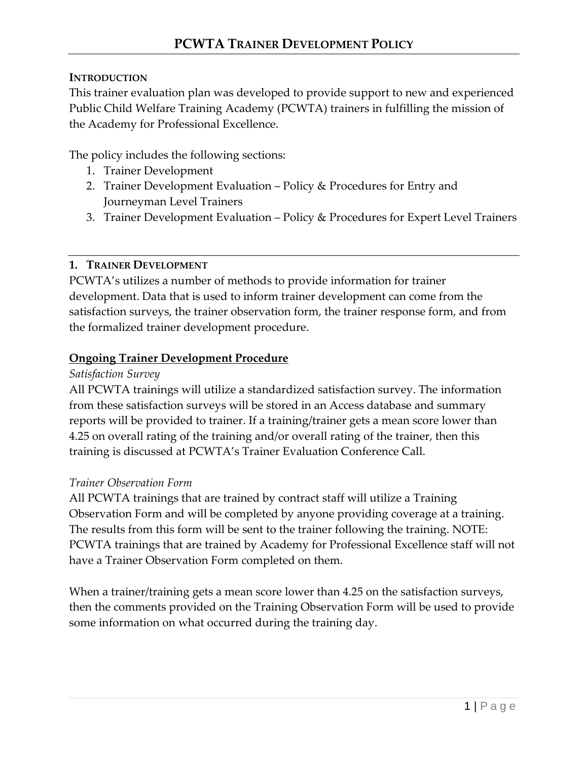# PCWTA Trainer Development Policy

## Introduction

This trainer evaluation plan was developed to provide support to new and experienced Public Child Welfare Training Academy (PCWTA) trainers in fulfilling the mission of the Academy for Professional Excellence.

The policy includes the following sections:

1. Trainer Development
2. Trainer Development Evaluation – Policy & Procedures for Entry and Journeyman Level Trainers
3. Trainer Development Evaluation – Policy & Procedures for Expert Level Trainers

## 1. Trainer Development

PCWTA's utilizes a number of methods to provide information for trainer development. Data that is used to inform trainer development can come from the satisfaction surveys, the trainer observation form, the trainer response form, and from the formalized trainer development procedure.

### Ongoing Trainer Development Procedure

*Satisfaction Survey*

All PCWTA trainings will utilize a standardized satisfaction survey. The information from these satisfaction surveys will be stored in an Access database and summary reports will be provided to trainer. If a training/trainer gets a mean score lower than 4.25 on overall rating of the training and/or overall rating of the trainer, then this training is discussed at PCWTA's Trainer Evaluation Conference Call.

*Trainer Observation Form*

All PCWTA trainings that are trained by contract staff will utilize a Training Observation Form and will be completed by anyone providing coverage at a training. The results from this form will be sent to the trainer following the training. NOTE: PCWTA trainings that are trained by Academy for Professional Excellence staff will not have a Trainer Observation Form completed on them.

When a trainer/training gets a mean score lower than 4.25 on the satisfaction surveys, then the comments provided on the Training Observation Form will be used to provide some information on what occurred during the training day.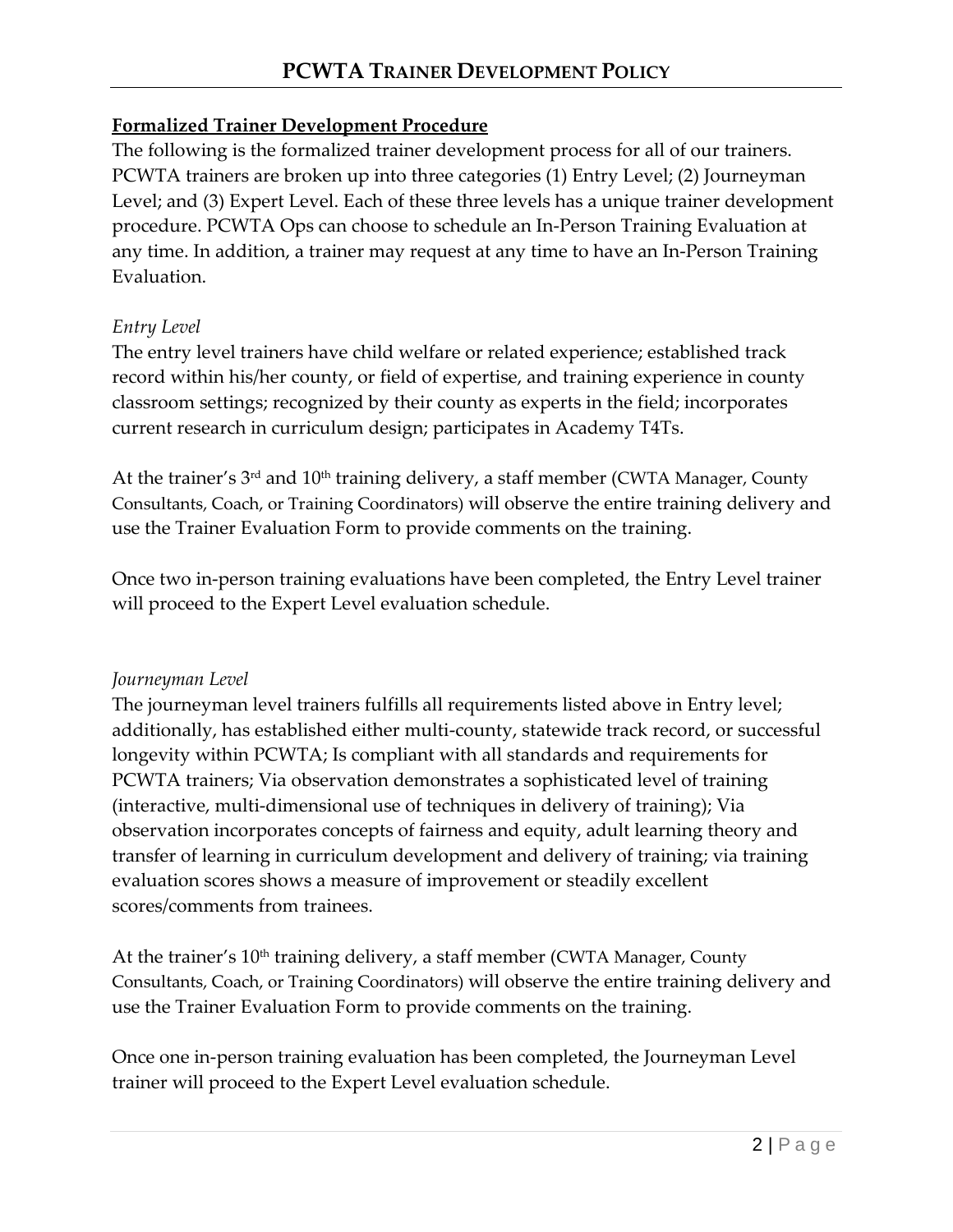**Formalized Trainer Development Procedure**

The following is the formalized trainer development process for all of our trainers. PCWTA trainers are broken up into three categories (1) Entry Level; (2) Journeyman Level; and (3) Expert Level. Each of these three levels has a unique trainer development procedure. PCWTA Ops can choose to schedule an In-Person Training Evaluation at any time. In addition, a trainer may request at any time to have an In-Person Training Evaluation.

*Entry Level*

The entry level trainers have child welfare or related experience; established track record within his/her county, or field of expertise, and training experience in county classroom settings; recognized by their county as experts in the field; incorporates current research in curriculum design; participates in Academy T4Ts.

At the trainer's 3rd and 10th training delivery, a staff member (CWTA Manager, County Consultants, Coach, or Training Coordinators) will observe the entire training delivery and use the Trainer Evaluation Form to provide comments on the training.

Once two in-person training evaluations have been completed, the Entry Level trainer will proceed to the Expert Level evaluation schedule.

*Journeyman Level*

The journeyman level trainers fulfills all requirements listed above in Entry level; additionally, has established either multi-county, statewide track record, or successful longevity within PCWTA; Is compliant with all standards and requirements for PCWTA trainers; Via observation demonstrates a sophisticated level of training (interactive, multi-dimensional use of techniques in delivery of training); Via observation incorporates concepts of fairness and equity, adult learning theory and transfer of learning in curriculum development and delivery of training; via training evaluation scores shows a measure of improvement or steadily excellent scores/comments from trainees.

At the trainer's 10th training delivery, a staff member (CWTA Manager, County Consultants, Coach, or Training Coordinators) will observe the entire training delivery and use the Trainer Evaluation Form to provide comments on the training.

Once one in-person training evaluation has been completed, the Journeyman Level trainer will proceed to the Expert Level evaluation schedule.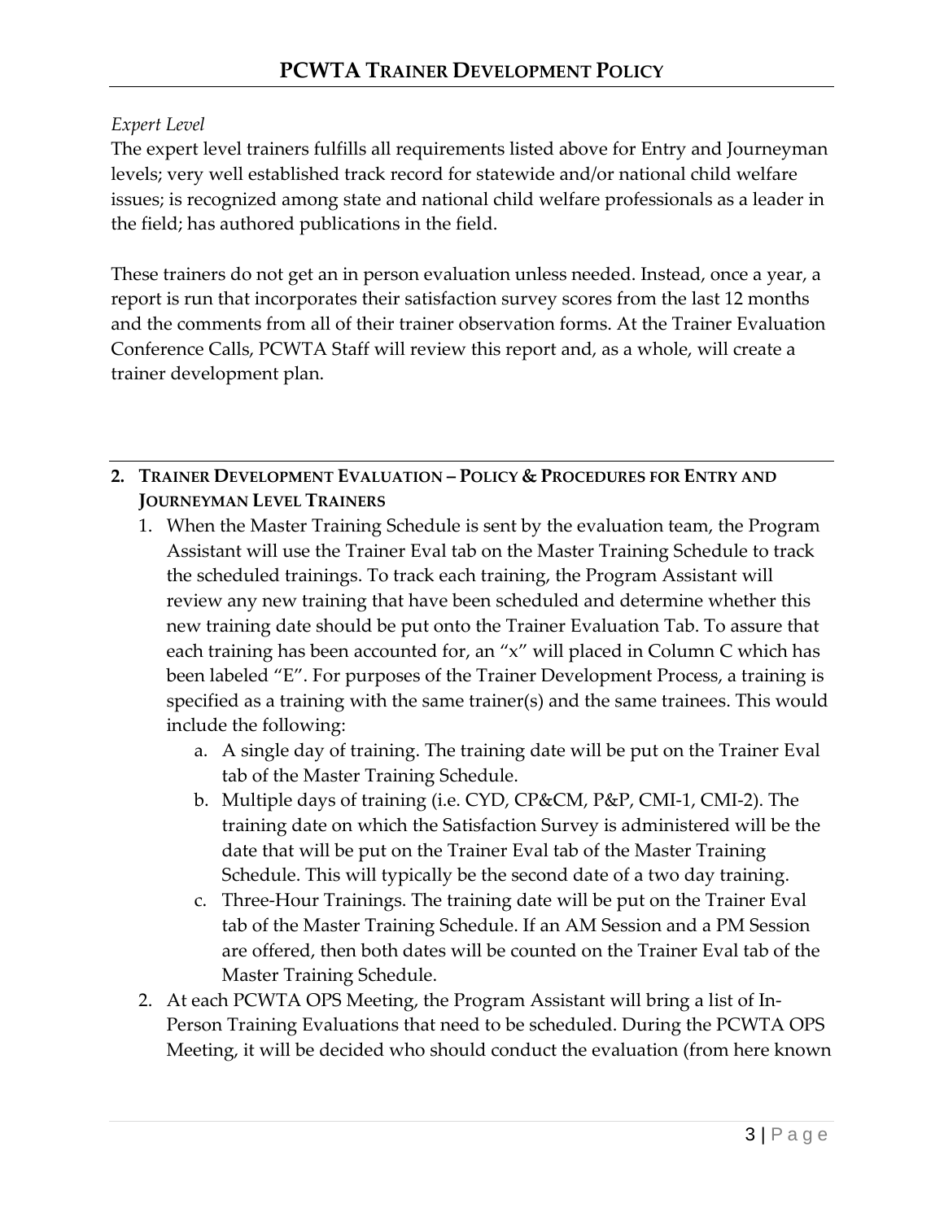*Expert Level*

The expert level trainers fulfills all requirements listed above for Entry and Journeyman levels; very well established track record for statewide and/or national child welfare issues; is recognized among state and national child welfare professionals as a leader in the field; has authored publications in the field.

These trainers do not get an in person evaluation unless needed. Instead, once a year, a report is run that incorporates their satisfaction survey scores from the last 12 months and the comments from all of their trainer observation forms. At the Trainer Evaluation Conference Calls, PCWTA Staff will review this report and, as a whole, will create a trainer development plan.

## 2. Trainer Development Evaluation – Policy & Procedures for Entry and Journeyman Level Trainers

1. When the Master Training Schedule is sent by the evaluation team, the Program Assistant will use the Trainer Eval tab on the Master Training Schedule to track the scheduled trainings. To track each training, the Program Assistant will review any new training that have been scheduled and determine whether this new training date should be put onto the Trainer Evaluation Tab. To assure that each training has been accounted for, an "x" will placed in Column C which has been labeled "E". For purposes of the Trainer Development Process, a training is specified as a training with the same trainer(s) and the same trainees. This would include the following:
   a. A single day of training. The training date will be put on the Trainer Eval tab of the Master Training Schedule.
   b. Multiple days of training (i.e. CYD, CP&CM, P&P, CMI-1, CMI-2). The training date on which the Satisfaction Survey is administered will be the date that will be put on the Trainer Eval tab of the Master Training Schedule. This will typically be the second date of a two day training.
   c. Three-Hour Trainings. The training date will be put on the Trainer Eval tab of the Master Training Schedule. If an AM Session and a PM Session are offered, then both dates will be counted on the Trainer Eval tab of the Master Training Schedule.
2. At each PCWTA OPS Meeting, the Program Assistant will bring a list of In-Person Training Evaluations that need to be scheduled. During the PCWTA OPS Meeting, it will be decided who should conduct the evaluation (from here known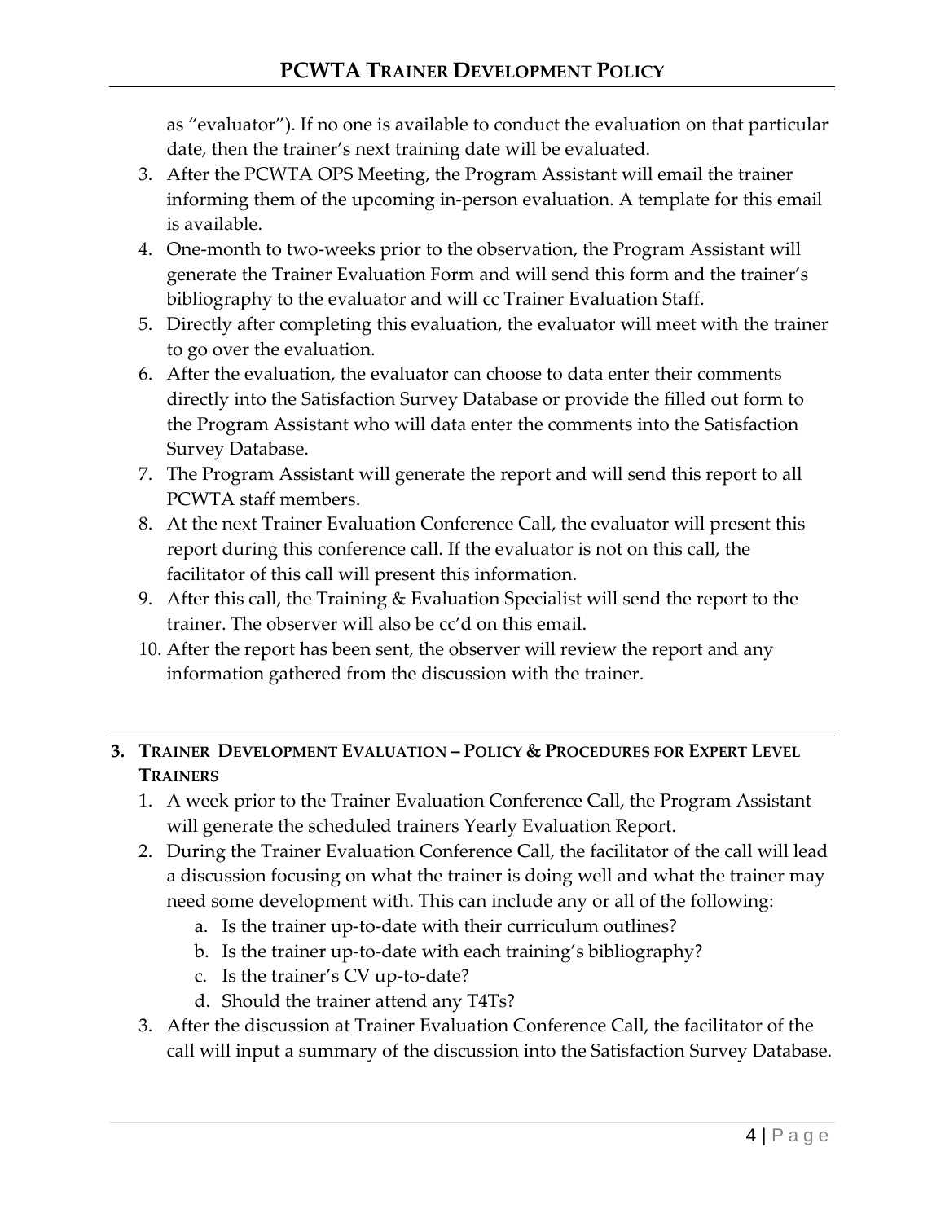as “evaluator”). If no one is available to conduct the evaluation on that particular date, then the trainer’s next training date will be evaluated.

3. After the PCWTA OPS Meeting, the Program Assistant will email the trainer informing them of the upcoming in-person evaluation. A template for this email is available.
4. One-month to two-weeks prior to the observation, the Program Assistant will generate the Trainer Evaluation Form and will send this form and the trainer’s bibliography to the evaluator and will cc Trainer Evaluation Staff.
5. Directly after completing this evaluation, the evaluator will meet with the trainer to go over the evaluation.
6. After the evaluation, the evaluator can choose to data enter their comments directly into the Satisfaction Survey Database or provide the filled out form to the Program Assistant who will data enter the comments into the Satisfaction Survey Database.
7. The Program Assistant will generate the report and will send this report to all PCWTA staff members.
8. At the next Trainer Evaluation Conference Call, the evaluator will present this report during this conference call. If the evaluator is not on this call, the facilitator of this call will present this information.
9. After this call, the Training & Evaluation Specialist will send the report to the trainer. The observer will also be cc’d on this email.
10. After the report has been sent, the observer will review the report and any information gathered from the discussion with the trainer.

## 3. Trainer Development Evaluation – Policy & Procedures for Expert Level Trainers

1. A week prior to the Trainer Evaluation Conference Call, the Program Assistant will generate the scheduled trainers Yearly Evaluation Report.
2. During the Trainer Evaluation Conference Call, the facilitator of the call will lead a discussion focusing on what the trainer is doing well and what the trainer may need some development with. This can include any or all of the following:
   a. Is the trainer up-to-date with their curriculum outlines?
   b. Is the trainer up-to-date with each training’s bibliography?
   c. Is the trainer’s CV up-to-date?
   d. Should the trainer attend any T4Ts?
3. After the discussion at Trainer Evaluation Conference Call, the facilitator of the call will input a summary of the discussion into the Satisfaction Survey Database.